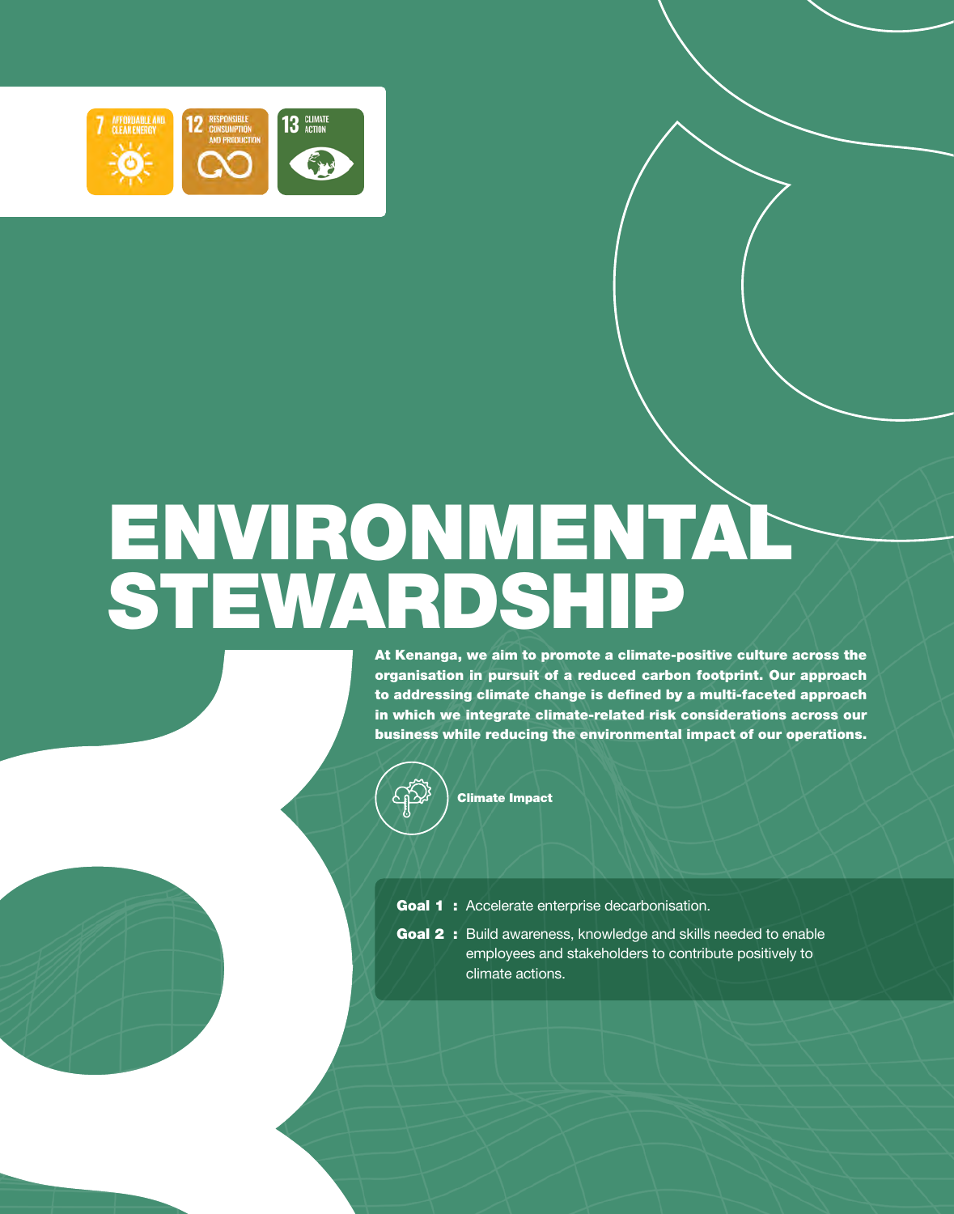7 AFFORDABLE AND CLEAN ENERGY

12 RESPONSIBLE CONSUMPTION AND PRODUCTION

13 CLIMATE ACTION

# ENVIRONMENTAL STEWARDSHIP

**At Kenanga, we aim to promote a climate-positive culture across the organisation in pursuit of a reduced carbon footprint. Our approach to addressing climate change is defined by a multi-faceted approach in which we integrate climate-related risk considerations across our business while reducing the environmental impact of our operations.**

**Climate Impact**

**Goal 1 :** Accelerate enterprise decarbonisation.

**Goal 2 :** Build awareness, knowledge and skills needed to enable employees and stakeholders to contribute positively to climate actions.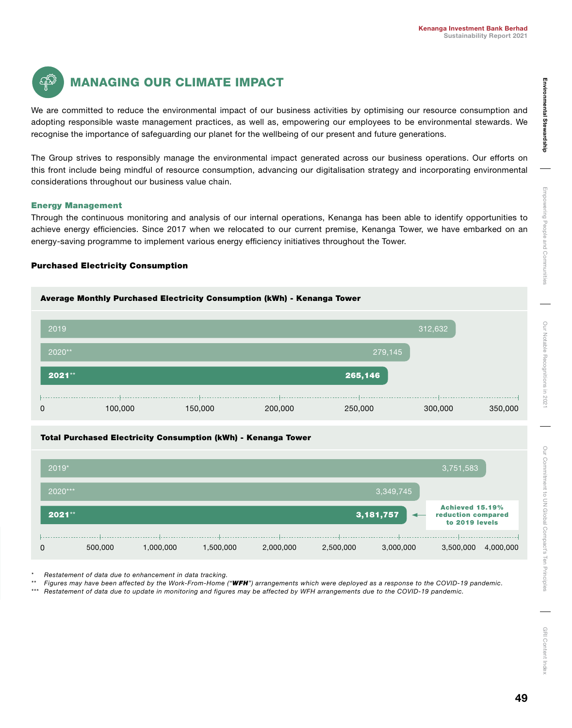## MANAGING OUR CLIMATE IMPACT

We are committed to reduce the environmental impact of our business activities by optimising our resource consumption and adopting responsible waste management practices, as well as, empowering our employees to be environmental stewards. We recognise the importance of safeguarding our planet for the wellbeing of our present and future generations.

The Group strives to responsibly manage the environmental impact generated across our business operations. Our efforts on this front include being mindful of resource consumption, advancing our digitalisation strategy and incorporating environmental considerations throughout our business value chain.

### Energy Management

Through the continuous monitoring and analysis of our internal operations, Kenanga has been able to identify opportunities to achieve energy efficiencies. Since 2017 when we relocated to our current premise, Kenanga Tower, we have embarked on an energy-saving programme to implement various energy efficiency initiatives throughout the Tower.

#### Purchased Electricity Consumption

**Average Monthly Purchased Electricity Consumption (kWh) - Kenanga Tower**

| Year | kWh |
|---|---|
| 2019 | 312,632 |
| 2020** | 279,145 |
| **2021**** | **265,146** |

**Total Purchased Electricity Consumption (kWh) - Kenanga Tower**

| Year | kWh |
|---|---|
| 2019* | 3,751,583 |
| 2020*** | 3,349,745 |
| **2021**** | **3,181,757** |

**Achieved 15.19% reduction compared to 2019 levels**

\* *Restatement of data due to enhancement in data tracking.*

\** *Figures may have been affected by the Work-From-Home ("**WFH**") arrangements which were deployed as a response to the COVID-19 pandemic.*

\*** *Restatement of data due to update in monitoring and figures may be affected by WFH arrangements due to the COVID-19 pandemic.*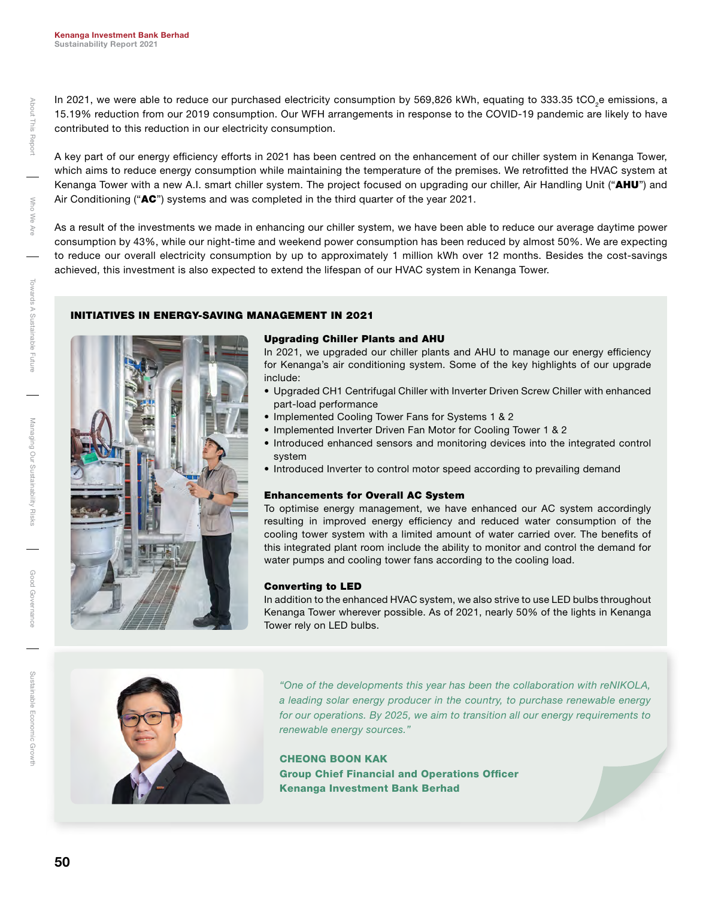In 2021, we were able to reduce our purchased electricity consumption by 569,826 kWh, equating to 333.35 $tCO_2e$ emissions, a 15.19% reduction from our 2019 consumption. Our WFH arrangements in response to the COVID-19 pandemic are likely to have contributed to this reduction in our electricity consumption.

A key part of our energy efficiency efforts in 2021 has been centred on the enhancement of our chiller system in Kenanga Tower, which aims to reduce energy consumption while maintaining the temperature of the premises. We retrofitted the HVAC system at Kenanga Tower with a new A.I. smart chiller system. The project focused on upgrading our chiller, Air Handling Unit ("**AHU**") and Air Conditioning ("**AC**") systems and was completed in the third quarter of the year 2021.

As a result of the investments we made in enhancing our chiller system, we have been able to reduce our average daytime power consumption by 43%, while our night-time and weekend power consumption has been reduced by almost 50%. We are expecting to reduce our overall electricity consumption by up to approximately 1 million kWh over 12 months. Besides the cost-savings achieved, this investment is also expected to extend the lifespan of our HVAC system in Kenanga Tower.

## INITIATIVES IN ENERGY-SAVING MANAGEMENT IN 2021

### Upgrading Chiller Plants and AHU

In 2021, we upgraded our chiller plants and AHU to manage our energy efficiency for Kenanga's air conditioning system. Some of the key highlights of our upgrade include:

- Upgraded CH1 Centrifugal Chiller with Inverter Driven Screw Chiller with enhanced part-load performance
- Implemented Cooling Tower Fans for Systems 1 & 2
- Implemented Inverter Driven Fan Motor for Cooling Tower 1 & 2
- Introduced enhanced sensors and monitoring devices into the integrated control system
- Introduced Inverter to control motor speed according to prevailing demand

### Enhancements for Overall AC System

To optimise energy management, we have enhanced our AC system accordingly resulting in improved energy efficiency and reduced water consumption of the cooling tower system with a limited amount of water carried over. The benefits of this integrated plant room include the ability to monitor and control the demand for water pumps and cooling tower fans according to the cooling load.

### Converting to LED

In addition to the enhanced HVAC system, we also strive to use LED bulbs throughout Kenanga Tower wherever possible. As of 2021, nearly 50% of the lights in Kenanga Tower rely on LED bulbs.

*"One of the developments this year has been the collaboration with reNIKOLA, a leading solar energy producer in the country, to purchase renewable energy for our operations. By 2025, we aim to transition all our energy requirements to renewable energy sources."*

**CHEONG BOON KAK**
**Group Chief Financial and Operations Officer**
**Kenanga Investment Bank Berhad**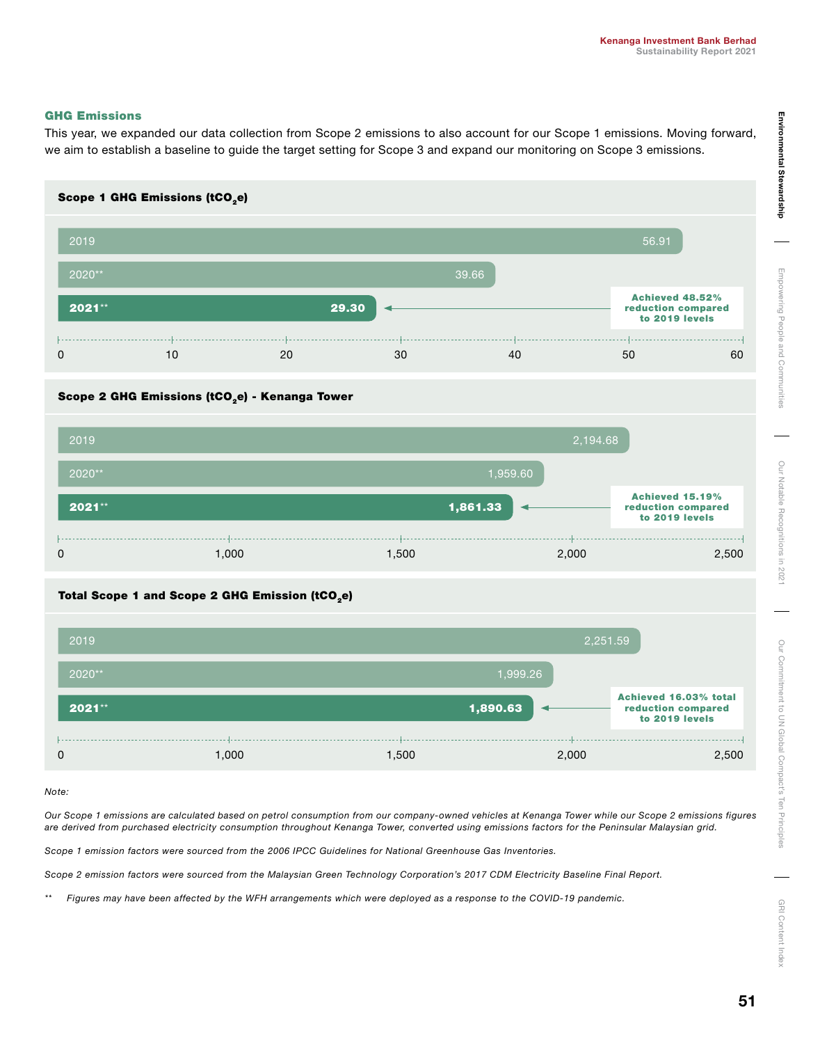### GHG Emissions

This year, we expanded our data collection from Scope 2 emissions to also account for our Scope 1 emissions. Moving forward, we aim to establish a baseline to guide the target setting for Scope 3 and expand our monitoring on Scope 3 emissions.

**Scope 1 GHG Emissions ($tCO_2e$)**

| Year | Emissions |
|---|---|
| 2019 | 56.91 |
| 2020** | 39.66 |
| **2021**** | **29.30** |

**Achieved 48.52% reduction compared to 2019 levels**

**Scope 2 GHG Emissions ($tCO_2e$) - Kenanga Tower**

| Year | Emissions |
|---|---|
| 2019 | 2,194.68 |
| 2020** | 1,959.60 |
| **2021**** | **1,861.33** |

**Achieved 15.19% reduction compared to 2019 levels**

**Total Scope 1 and Scope 2 GHG Emission ($tCO_2e$)**

| Year | Emissions |
|---|---|
| 2019 | 2,251.59 |
| 2020** | 1,999.26 |
| **2021**** | **1,890.63** |

**Achieved 16.03% total reduction compared to 2019 levels**

*Note:*

*Our Scope 1 emissions are calculated based on petrol consumption from our company-owned vehicles at Kenanga Tower while our Scope 2 emissions figures are derived from purchased electricity consumption throughout Kenanga Tower, converted using emissions factors for the Peninsular Malaysian grid.*

*Scope 1 emission factors were sourced from the 2006 IPCC Guidelines for National Greenhouse Gas Inventories.*

*Scope 2 emission factors were sourced from the Malaysian Green Technology Corporation's 2017 CDM Electricity Baseline Final Report.*

** *Figures may have been affected by the WFH arrangements which were deployed as a response to the COVID-19 pandemic.*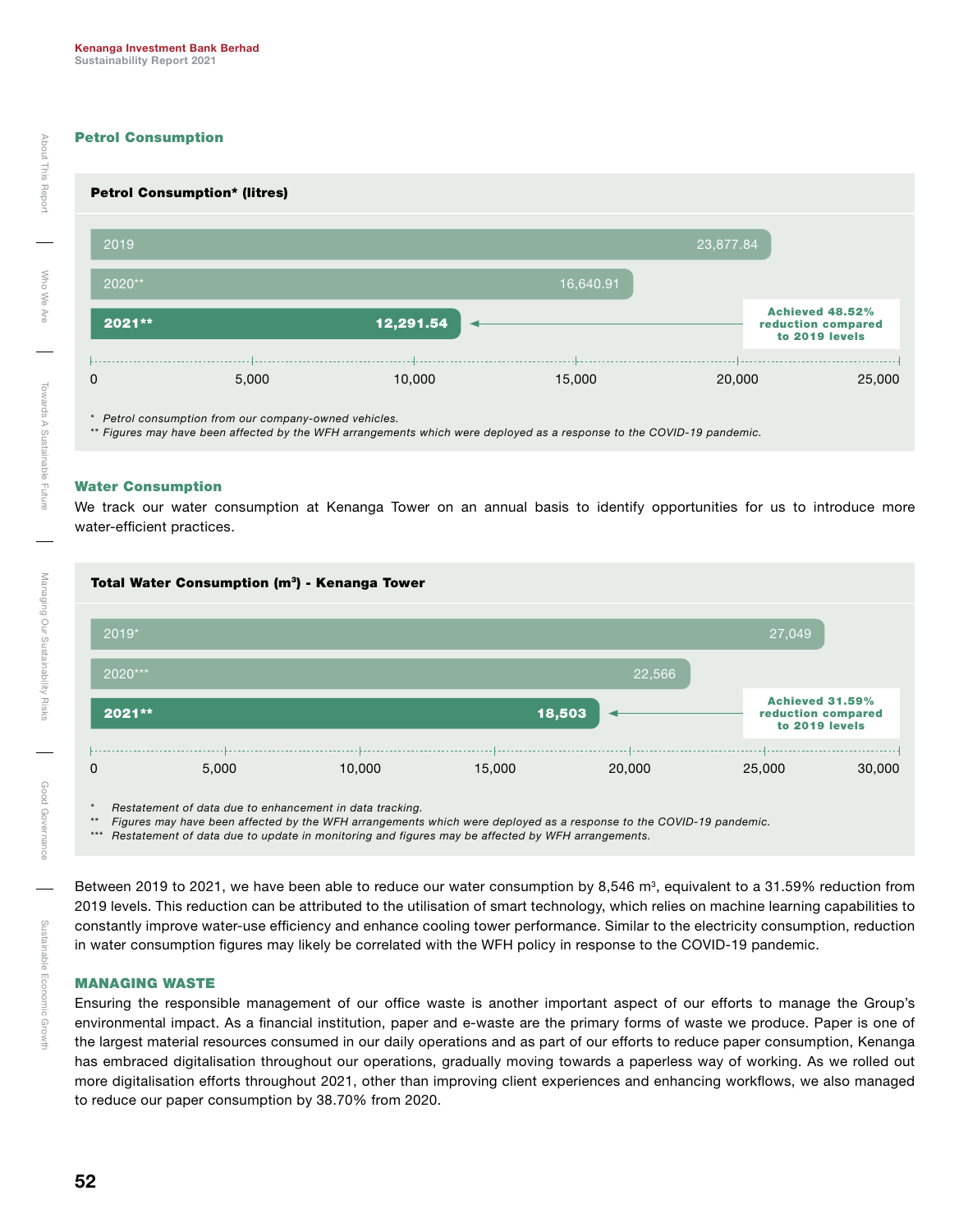### Petrol Consumption

**Petrol Consumption* (litres)**

| Year | Litres |
| --- | --- |
| 2019 | 23,877.84 |
| 2020** | 16,640.91 |
| **2021**** | **12,291.54** |

**Achieved 48.52% reduction compared to 2019 levels**

*  Petrol consumption from our company-owned vehicles.
** Figures may have been affected by the WFH arrangements which were deployed as a response to the COVID-19 pandemic.

### Water Consumption

We track our water consumption at Kenanga Tower on an annual basis to identify opportunities for us to introduce more water-efficient practices.

**Total Water Consumption ($m^3$) - Kenanga Tower**

| Year | $m^3$ |
| --- | --- |
| 2019* | 27,049 |
| 2020*** | 22,566 |
| **2021**** | **18,503** |

**Achieved 31.59% reduction compared to 2019 levels**

*   Restatement of data due to enhancement in data tracking.
**  Figures may have been affected by the WFH arrangements which were deployed as a response to the COVID-19 pandemic.
*** Restatement of data due to update in monitoring and figures may be affected by WFH arrangements.

Between 2019 to 2021, we have been able to reduce our water consumption by 8,546 $m^3$, equivalent to a 31.59% reduction from 2019 levels. This reduction can be attributed to the utilisation of smart technology, which relies on machine learning capabilities to constantly improve water-use efficiency and enhance cooling tower performance. Similar to the electricity consumption, reduction in water consumption figures may likely be correlated with the WFH policy in response to the COVID-19 pandemic.

## MANAGING WASTE

Ensuring the responsible management of our office waste is another important aspect of our efforts to manage the Group's environmental impact. As a financial institution, paper and e-waste are the primary forms of waste we produce. Paper is one of the largest material resources consumed in our daily operations and as part of our efforts to reduce paper consumption, Kenanga has embraced digitalisation throughout our operations, gradually moving towards a paperless way of working. As we rolled out more digitalisation efforts throughout 2021, other than improving client experiences and enhancing workflows, we also managed to reduce our paper consumption by 38.70% from 2020.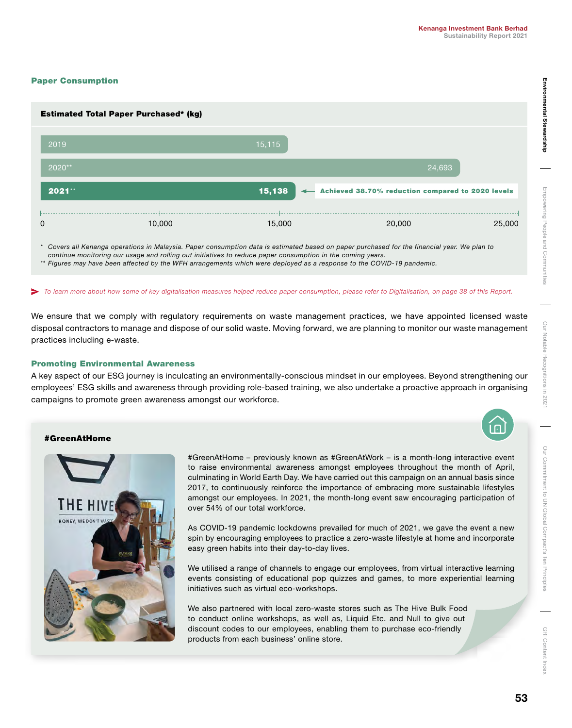## Paper Consumption

**Estimated Total Paper Purchased* (kg)**

2019 15,115

2020** 24,693

**2021**** **15,138**

**Achieved 38.70% reduction compared to 2020 levels**

0 10,000 15,000 20,000 25,000

* *Covers all Kenanga operations in Malaysia. Paper consumption data is estimated based on paper purchased for the financial year. We plan to continue monitoring our usage and rolling out initiatives to reduce paper consumption in the coming years.*

** *Figures may have been affected by the WFH arrangements which were deployed as a response to the COVID-19 pandemic.*

*To learn more about how some of key digitalisation measures helped reduce paper consumption, please refer to Digitalisation, on page 38 of this Report.*

We ensure that we comply with regulatory requirements on waste management practices, we have appointed licensed waste disposal contractors to manage and dispose of our solid waste. Moving forward, we are planning to monitor our waste management practices including e-waste.

### Promoting Environmental Awareness

A key aspect of our ESG journey is inculcating an environmentally-conscious mindset in our employees. Beyond strengthening our employees' ESG skills and awareness through providing role-based training, we also undertake a proactive approach in organising campaigns to promote green awareness amongst our workforce.

#### #GreenAtHome

#GreenAtHome – previously known as #GreenAtWork – is a month-long interactive event to raise environmental awareness amongst employees throughout the month of April, culminating in World Earth Day. We have carried out this campaign on an annual basis since 2017, to continuously reinforce the importance of embracing more sustainable lifestyles amongst our employees. In 2021, the month-long event saw encouraging participation of over 54% of our total workforce.

As COVID-19 pandemic lockdowns prevailed for much of 2021, we gave the event a new spin by encouraging employees to practice a zero-waste lifestyle at home and incorporate easy green habits into their day-to-day lives.

We utilised a range of channels to engage our employees, from virtual interactive learning events consisting of educational pop quizzes and games, to more experiential learning initiatives such as virtual eco-workshops.

We also partnered with local zero-waste stores such as The Hive Bulk Food to conduct online workshops, as well as, Liquid Etc. and Null to give out discount codes to our employees, enabling them to purchase eco-friendly products from each business' online store.